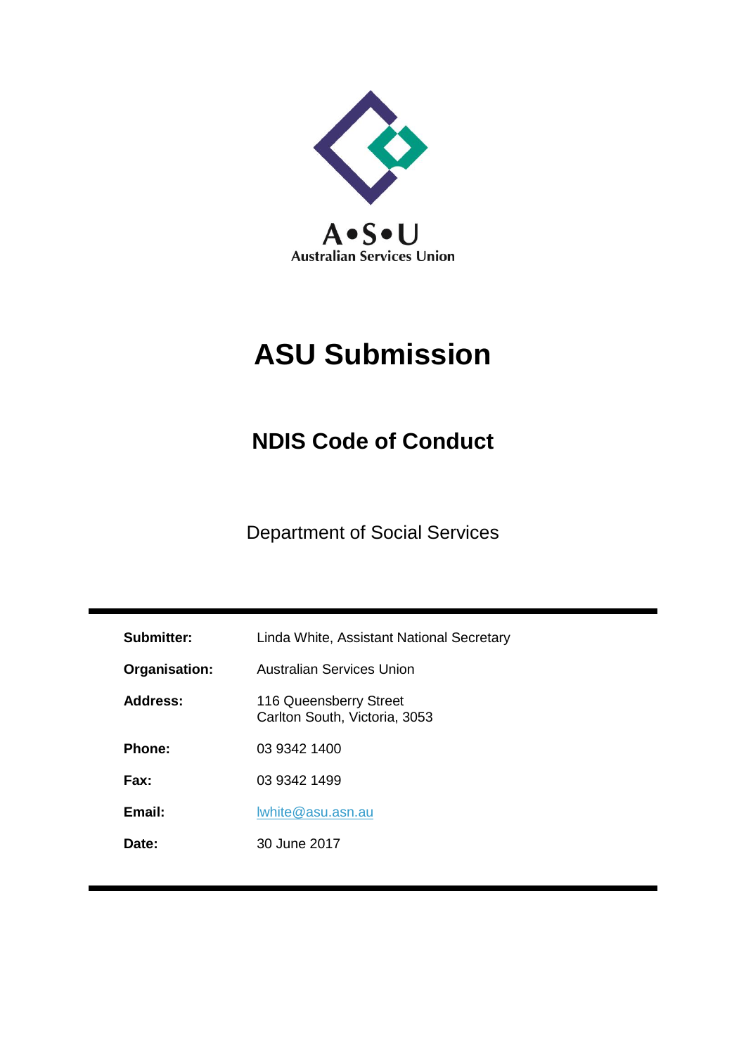A•S•U
Australian Services Union

# ASU Submission

## NDIS Code of Conduct

Department of Social Services

| | |
|---|---|
| **Submitter:** | Linda White, Assistant National Secretary |
| **Organisation:** | Australian Services Union |
| **Address:** | 116 Queensberry Street<br>Carlton South, Victoria, 3053 |
| **Phone:** | 03 9342 1400 |
| **Fax:** | 03 9342 1499 |
| **Email:** | lwhite@asu.asn.au |
| **Date:** | 30 June 2017 |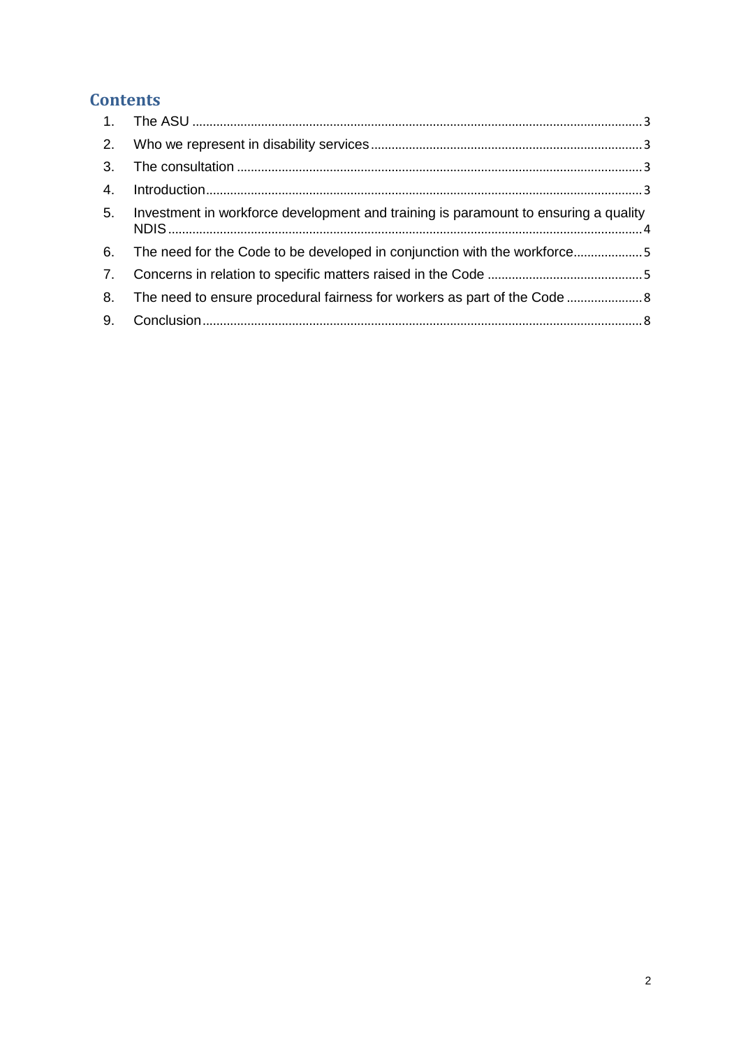## Contents

1. The ASU ..... 3
2. Who we represent in disability services ..... 3
3. The consultation ..... 3
4. Introduction ..... 3
5. Investment in workforce development and training is paramount to ensuring a quality NDIS ..... 4
6. The need for the Code to be developed in conjunction with the workforce ..... 5
7. Concerns in relation to specific matters raised in the Code ..... 5
8. The need to ensure procedural fairness for workers as part of the Code ..... 8
9. Conclusion ..... 8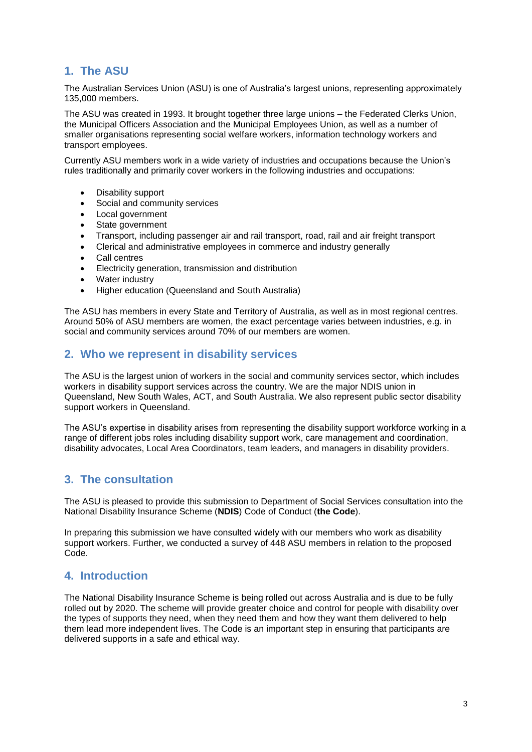## 1. The ASU

The Australian Services Union (ASU) is one of Australia's largest unions, representing approximately 135,000 members.

The ASU was created in 1993. It brought together three large unions – the Federated Clerks Union, the Municipal Officers Association and the Municipal Employees Union, as well as a number of smaller organisations representing social welfare workers, information technology workers and transport employees.

Currently ASU members work in a wide variety of industries and occupations because the Union's rules traditionally and primarily cover workers in the following industries and occupations:

- Disability support
- Social and community services
- Local government
- State government
- Transport, including passenger air and rail transport, road, rail and air freight transport
- Clerical and administrative employees in commerce and industry generally
- Call centres
- Electricity generation, transmission and distribution
- Water industry
- Higher education (Queensland and South Australia)

The ASU has members in every State and Territory of Australia, as well as in most regional centres. Around 50% of ASU members are women, the exact percentage varies between industries, e.g. in social and community services around 70% of our members are women.

## 2. Who we represent in disability services

The ASU is the largest union of workers in the social and community services sector, which includes workers in disability support services across the country. We are the major NDIS union in Queensland, New South Wales, ACT, and South Australia. We also represent public sector disability support workers in Queensland.

The ASU's expertise in disability arises from representing the disability support workforce working in a range of different jobs roles including disability support work, care management and coordination, disability advocates, Local Area Coordinators, team leaders, and managers in disability providers.

## 3. The consultation

The ASU is pleased to provide this submission to Department of Social Services consultation into the National Disability Insurance Scheme (**NDIS**) Code of Conduct (**the Code**).

In preparing this submission we have consulted widely with our members who work as disability support workers. Further, we conducted a survey of 448 ASU members in relation to the proposed Code.

## 4. Introduction

The National Disability Insurance Scheme is being rolled out across Australia and is due to be fully rolled out by 2020. The scheme will provide greater choice and control for people with disability over the types of supports they need, when they need them and how they want them delivered to help them lead more independent lives. The Code is an important step in ensuring that participants are delivered supports in a safe and ethical way.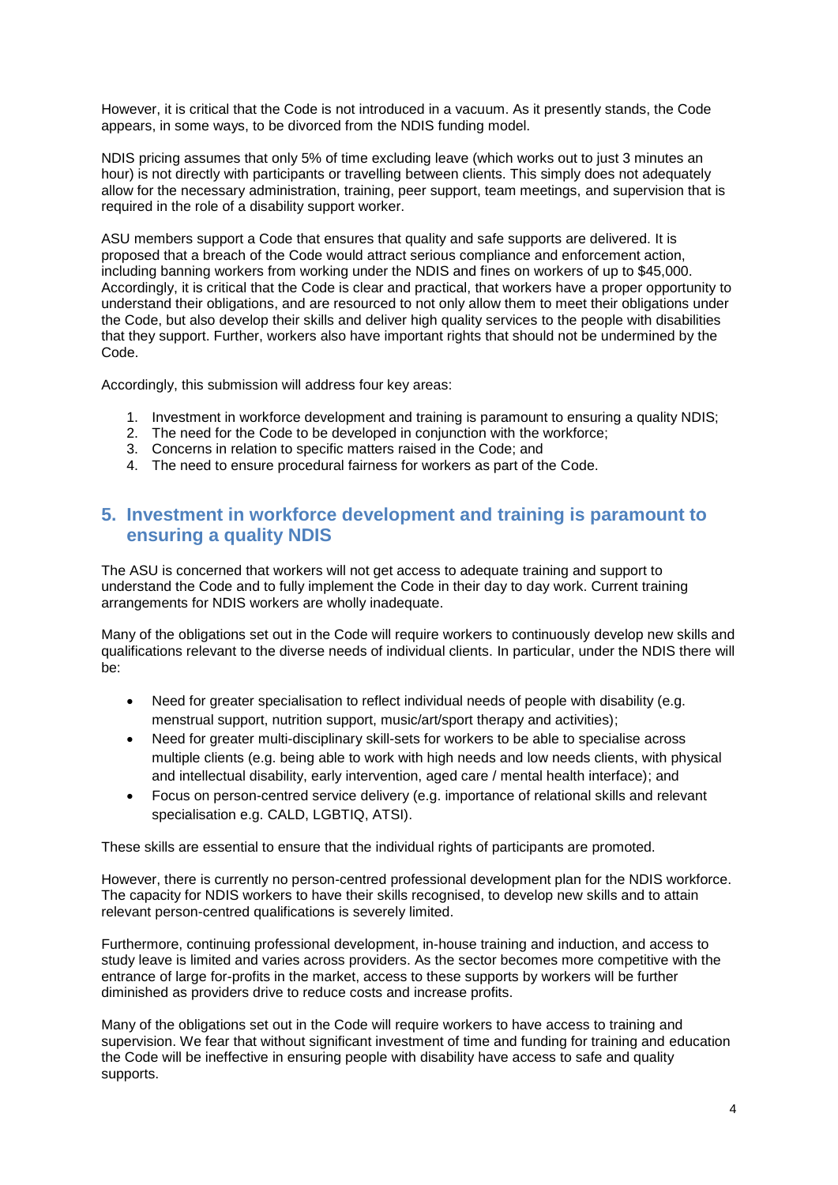However, it is critical that the Code is not introduced in a vacuum. As it presently stands, the Code appears, in some ways, to be divorced from the NDIS funding model.

NDIS pricing assumes that only 5% of time excluding leave (which works out to just 3 minutes an hour) is not directly with participants or travelling between clients. This simply does not adequately allow for the necessary administration, training, peer support, team meetings, and supervision that is required in the role of a disability support worker.

ASU members support a Code that ensures that quality and safe supports are delivered. It is proposed that a breach of the Code would attract serious compliance and enforcement action, including banning workers from working under the NDIS and fines on workers of up to $45,000. Accordingly, it is critical that the Code is clear and practical, that workers have a proper opportunity to understand their obligations, and are resourced to not only allow them to meet their obligations under the Code, but also develop their skills and deliver high quality services to the people with disabilities that they support. Further, workers also have important rights that should not be undermined by the Code.

Accordingly, this submission will address four key areas:

1. Investment in workforce development and training is paramount to ensuring a quality NDIS;
2. The need for the Code to be developed in conjunction with the workforce;
3. Concerns in relation to specific matters raised in the Code; and
4. The need to ensure procedural fairness for workers as part of the Code.

## 5. Investment in workforce development and training is paramount to ensuring a quality NDIS

The ASU is concerned that workers will not get access to adequate training and support to understand the Code and to fully implement the Code in their day to day work. Current training arrangements for NDIS workers are wholly inadequate.

Many of the obligations set out in the Code will require workers to continuously develop new skills and qualifications relevant to the diverse needs of individual clients. In particular, under the NDIS there will be:

- Need for greater specialisation to reflect individual needs of people with disability (e.g. menstrual support, nutrition support, music/art/sport therapy and activities);
- Need for greater multi-disciplinary skill-sets for workers to be able to specialise across multiple clients (e.g. being able to work with high needs and low needs clients, with physical and intellectual disability, early intervention, aged care / mental health interface); and
- Focus on person-centred service delivery (e.g. importance of relational skills and relevant specialisation e.g. CALD, LGBTIQ, ATSI).

These skills are essential to ensure that the individual rights of participants are promoted.

However, there is currently no person-centred professional development plan for the NDIS workforce. The capacity for NDIS workers to have their skills recognised, to develop new skills and to attain relevant person-centred qualifications is severely limited.

Furthermore, continuing professional development, in-house training and induction, and access to study leave is limited and varies across providers. As the sector becomes more competitive with the entrance of large for-profits in the market, access to these supports by workers will be further diminished as providers drive to reduce costs and increase profits.

Many of the obligations set out in the Code will require workers to have access to training and supervision. We fear that without significant investment of time and funding for training and education the Code will be ineffective in ensuring people with disability have access to safe and quality supports.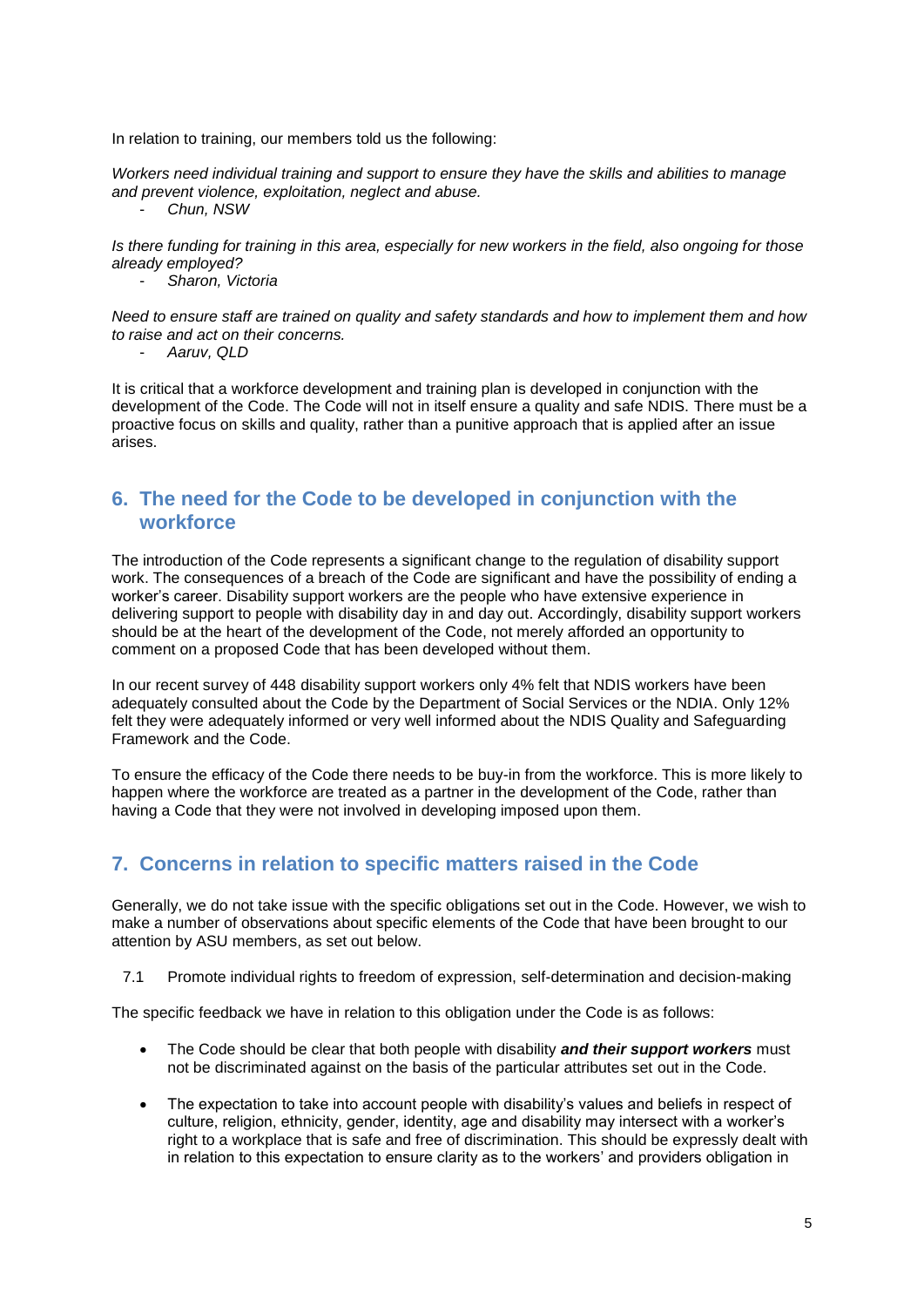In relation to training, our members told us the following:

*Workers need individual training and support to ensure they have the skills and abilities to manage and prevent violence, exploitation, neglect and abuse.*

- *Chun, NSW*

*Is there funding for training in this area, especially for new workers in the field, also ongoing for those already employed?*

- *Sharon, Victoria*

*Need to ensure staff are trained on quality and safety standards and how to implement them and how to raise and act on their concerns.*

- *Aaruv, QLD*

It is critical that a workforce development and training plan is developed in conjunction with the development of the Code. The Code will not in itself ensure a quality and safe NDIS. There must be a proactive focus on skills and quality, rather than a punitive approach that is applied after an issue arises.

## 6. The need for the Code to be developed in conjunction with the workforce

The introduction of the Code represents a significant change to the regulation of disability support work. The consequences of a breach of the Code are significant and have the possibility of ending a worker's career. Disability support workers are the people who have extensive experience in delivering support to people with disability day in and day out. Accordingly, disability support workers should be at the heart of the development of the Code, not merely afforded an opportunity to comment on a proposed Code that has been developed without them.

In our recent survey of 448 disability support workers only 4% felt that NDIS workers have been adequately consulted about the Code by the Department of Social Services or the NDIA. Only 12% felt they were adequately informed or very well informed about the NDIS Quality and Safeguarding Framework and the Code.

To ensure the efficacy of the Code there needs to be buy-in from the workforce. This is more likely to happen where the workforce are treated as a partner in the development of the Code, rather than having a Code that they were not involved in developing imposed upon them.

## 7. Concerns in relation to specific matters raised in the Code

Generally, we do not take issue with the specific obligations set out in the Code. However, we wish to make a number of observations about specific elements of the Code that have been brought to our attention by ASU members, as set out below.

7.1 Promote individual rights to freedom of expression, self-determination and decision-making

The specific feedback we have in relation to this obligation under the Code is as follows:

- The Code should be clear that both people with disability ***and their support workers*** must not be discriminated against on the basis of the particular attributes set out in the Code.
- The expectation to take into account people with disability's values and beliefs in respect of culture, religion, ethnicity, gender, identity, age and disability may intersect with a worker's right to a workplace that is safe and free of discrimination. This should be expressly dealt with in relation to this expectation to ensure clarity as to the workers' and providers obligation in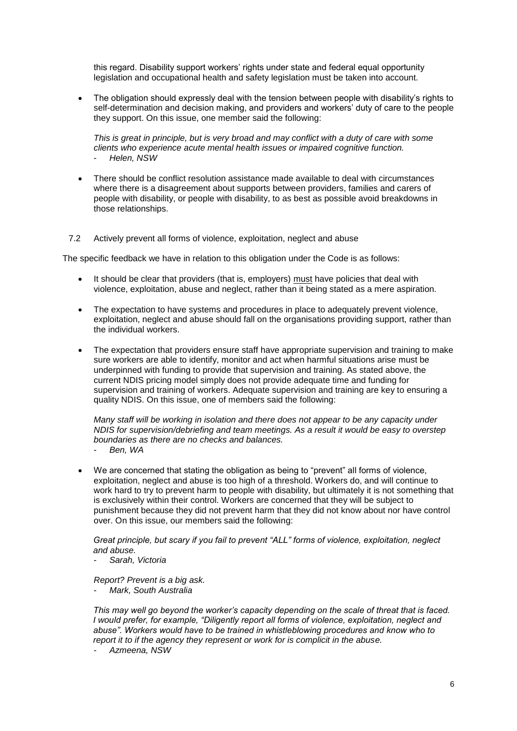this regard. Disability support workers' rights under state and federal equal opportunity legislation and occupational health and safety legislation must be taken into account.

- The obligation should expressly deal with the tension between people with disability's rights to self-determination and decision making, and providers and workers' duty of care to the people they support. On this issue, one member said the following:

  *This is great in principle, but is very broad and may conflict with a duty of care with some clients who experience acute mental health issues or impaired cognitive function.*
  - *Helen, NSW*

- There should be conflict resolution assistance made available to deal with circumstances where there is a disagreement about supports between providers, families and carers of people with disability, or people with disability, to as best as possible avoid breakdowns in those relationships.

7.2 Actively prevent all forms of violence, exploitation, neglect and abuse

The specific feedback we have in relation to this obligation under the Code is as follows:

- It should be clear that providers (that is, employers) must have policies that deal with violence, exploitation, abuse and neglect, rather than it being stated as a mere aspiration.

- The expectation to have systems and procedures in place to adequately prevent violence, exploitation, neglect and abuse should fall on the organisations providing support, rather than the individual workers.

- The expectation that providers ensure staff have appropriate supervision and training to make sure workers are able to identify, monitor and act when harmful situations arise must be underpinned with funding to provide that supervision and training. As stated above, the current NDIS pricing model simply does not provide adequate time and funding for supervision and training of workers. Adequate supervision and training are key to ensuring a quality NDIS. On this issue, one of members said the following:

  *Many staff will be working in isolation and there does not appear to be any capacity under NDIS for supervision/debriefing and team meetings. As a result it would be easy to overstep boundaries as there are no checks and balances.*
  - *Ben, WA*

- We are concerned that stating the obligation as being to "prevent" all forms of violence, exploitation, neglect and abuse is too high of a threshold. Workers do, and will continue to work hard to try to prevent harm to people with disability, but ultimately it is not something that is exclusively within their control. Workers are concerned that they will be subject to punishment because they did not prevent harm that they did not know about nor have control over. On this issue, our members said the following:

  *Great principle, but scary if you fail to prevent "ALL" forms of violence, exploitation, neglect and abuse.*
  - *Sarah, Victoria*

  *Report? Prevent is a big ask.*
  - *Mark, South Australia*

  *This may well go beyond the worker's capacity depending on the scale of threat that is faced. I would prefer, for example, "Diligently report all forms of violence, exploitation, neglect and abuse". Workers would have to be trained in whistleblowing procedures and know who to report it to if the agency they represent or work for is complicit in the abuse.*
  - *Azmeena, NSW*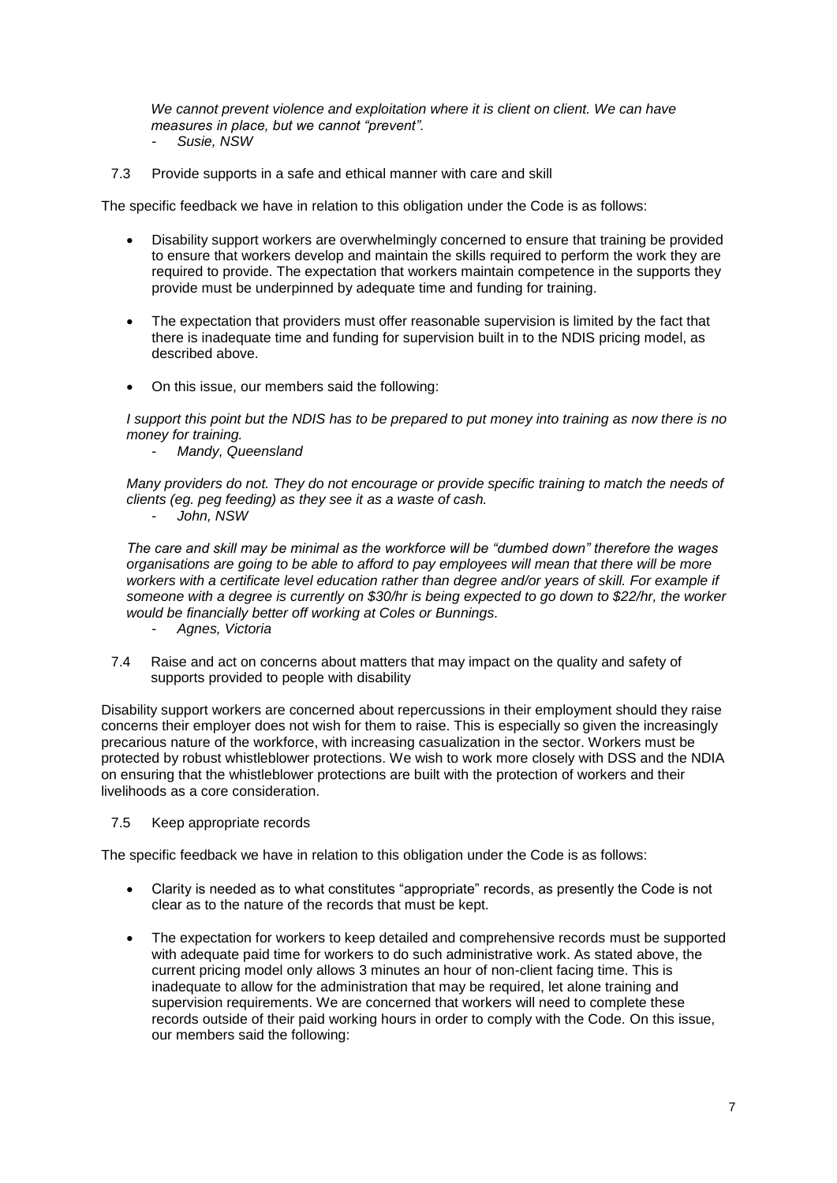*We cannot prevent violence and exploitation where it is client on client. We can have measures in place, but we cannot "prevent".*

- *Susie, NSW*

### 7.3 Provide supports in a safe and ethical manner with care and skill

The specific feedback we have in relation to this obligation under the Code is as follows:

- Disability support workers are overwhelmingly concerned to ensure that training be provided to ensure that workers develop and maintain the skills required to perform the work they are required to provide. The expectation that workers maintain competence in the supports they provide must be underpinned by adequate time and funding for training.
- The expectation that providers must offer reasonable supervision is limited by the fact that there is inadequate time and funding for supervision built in to the NDIS pricing model, as described above.
- On this issue, our members said the following:

*I support this point but the NDIS has to be prepared to put money into training as now there is no money for training.*

- *Mandy, Queensland*

*Many providers do not. They do not encourage or provide specific training to match the needs of clients (eg. peg feeding) as they see it as a waste of cash.*

- *John, NSW*

*The care and skill may be minimal as the workforce will be "dumbed down" therefore the wages organisations are going to be able to afford to pay employees will mean that there will be more workers with a certificate level education rather than degree and/or years of skill. For example if someone with a degree is currently on $30/hr is being expected to go down to $22/hr, the worker would be financially better off working at Coles or Bunnings.*

- *Agnes, Victoria*

### 7.4 Raise and act on concerns about matters that may impact on the quality and safety of supports provided to people with disability

Disability support workers are concerned about repercussions in their employment should they raise concerns their employer does not wish for them to raise. This is especially so given the increasingly precarious nature of the workforce, with increasing casualization in the sector. Workers must be protected by robust whistleblower protections. We wish to work more closely with DSS and the NDIA on ensuring that the whistleblower protections are built with the protection of workers and their livelihoods as a core consideration.

### 7.5 Keep appropriate records

The specific feedback we have in relation to this obligation under the Code is as follows:

- Clarity is needed as to what constitutes "appropriate" records, as presently the Code is not clear as to the nature of the records that must be kept.
- The expectation for workers to keep detailed and comprehensive records must be supported with adequate paid time for workers to do such administrative work. As stated above, the current pricing model only allows 3 minutes an hour of non-client facing time. This is inadequate to allow for the administration that may be required, let alone training and supervision requirements. We are concerned that workers will need to complete these records outside of their paid working hours in order to comply with the Code. On this issue, our members said the following: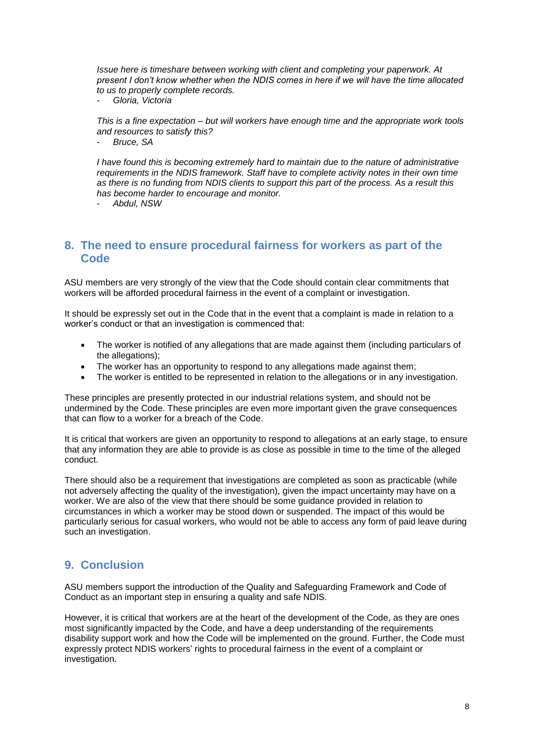*Issue here is timeshare between working with client and completing your paperwork. At present I don't know whether when the NDIS comes in here if we will have the time allocated to us to properly complete records.*

- *Gloria, Victoria*

*This is a fine expectation – but will workers have enough time and the appropriate work tools and resources to satisfy this?*

- *Bruce, SA*

*I have found this is becoming extremely hard to maintain due to the nature of administrative requirements in the NDIS framework. Staff have to complete activity notes in their own time as there is no funding from NDIS clients to support this part of the process. As a result this has become harder to encourage and monitor.*

- *Abdul, NSW*

## 8. The need to ensure procedural fairness for workers as part of the Code

ASU members are very strongly of the view that the Code should contain clear commitments that workers will be afforded procedural fairness in the event of a complaint or investigation.

It should be expressly set out in the Code that in the event that a complaint is made in relation to a worker's conduct or that an investigation is commenced that:

- The worker is notified of any allegations that are made against them (including particulars of the allegations);
- The worker has an opportunity to respond to any allegations made against them;
- The worker is entitled to be represented in relation to the allegations or in any investigation.

These principles are presently protected in our industrial relations system, and should not be undermined by the Code. These principles are even more important given the grave consequences that can flow to a worker for a breach of the Code.

It is critical that workers are given an opportunity to respond to allegations at an early stage, to ensure that any information they are able to provide is as close as possible in time to the time of the alleged conduct.

There should also be a requirement that investigations are completed as soon as practicable (while not adversely affecting the quality of the investigation), given the impact uncertainty may have on a worker. We are also of the view that there should be some guidance provided in relation to circumstances in which a worker may be stood down or suspended. The impact of this would be particularly serious for casual workers, who would not be able to access any form of paid leave during such an investigation.

## 9. Conclusion

ASU members support the introduction of the Quality and Safeguarding Framework and Code of Conduct as an important step in ensuring a quality and safe NDIS.

However, it is critical that workers are at the heart of the development of the Code, as they are ones most significantly impacted by the Code, and have a deep understanding of the requirements disability support work and how the Code will be implemented on the ground. Further, the Code must expressly protect NDIS workers' rights to procedural fairness in the event of a complaint or investigation.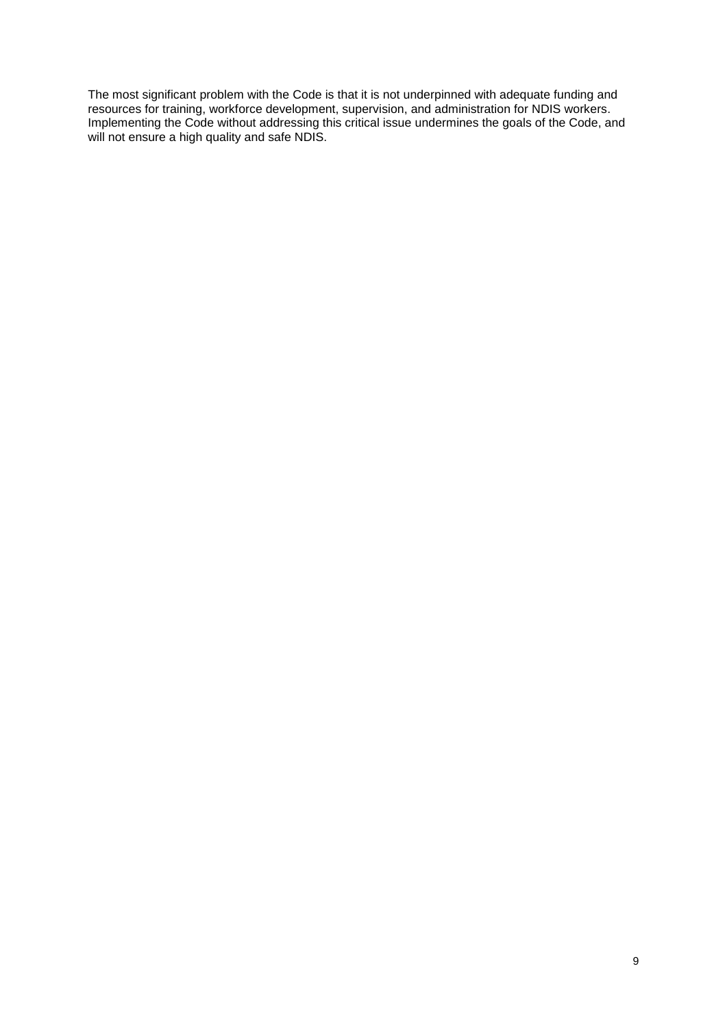The most significant problem with the Code is that it is not underpinned with adequate funding and resources for training, workforce development, supervision, and administration for NDIS workers. Implementing the Code without addressing this critical issue undermines the goals of the Code, and will not ensure a high quality and safe NDIS.